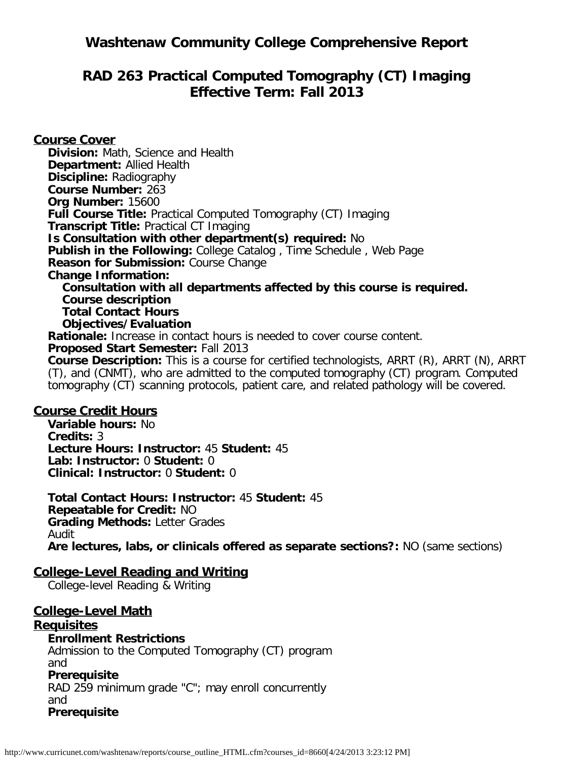# Washtenaw Community College Comprehensive Report

## RAD 263 Practical Computed Tomography (CT) Imaging
## Effective Term: Fall 2013

### Course Cover

**Division:** Math, Science and Health
**Department:** Allied Health
**Discipline:** Radiography
**Course Number:** 263
**Org Number:** 15600
**Full Course Title:** Practical Computed Tomography (CT) Imaging
**Transcript Title:** Practical CT Imaging
**Is Consultation with other department(s) required:** No
**Publish in the Following:** College Catalog , Time Schedule , Web Page
**Reason for Submission:** Course Change
**Change Information:**
- **Consultation with all departments affected by this course is required.**
- **Course description**
- **Total Contact Hours**
- **Objectives/Evaluation**

**Rationale:** Increase in contact hours is needed to cover course content.
**Proposed Start Semester:** Fall 2013
**Course Description:** This is a course for certified technologists, ARRT (R), ARRT (N), ARRT (T), and (CNMT), who are admitted to the computed tomography (CT) program. Computed tomography (CT) scanning protocols, patient care, and related pathology will be covered.

### Course Credit Hours

**Variable hours:** No
**Credits:** 3
**Lecture Hours: Instructor:** 45 **Student:** 45
**Lab: Instructor:** 0 **Student:** 0
**Clinical: Instructor:** 0 **Student:** 0

**Total Contact Hours: Instructor:** 45 **Student:** 45
**Repeatable for Credit:** NO
**Grading Methods:** Letter Grades
Audit
**Are lectures, labs, or clinicals offered as separate sections?:** NO (same sections)

### College-Level Reading and Writing

College-level Reading & Writing

### College-Level Math

### Requisites

**Enrollment Restrictions**
Admission to the Computed Tomography (CT) program
and
**Prerequisite**
RAD 259 minimum grade "C"; may enroll concurrently
and
**Prerequisite**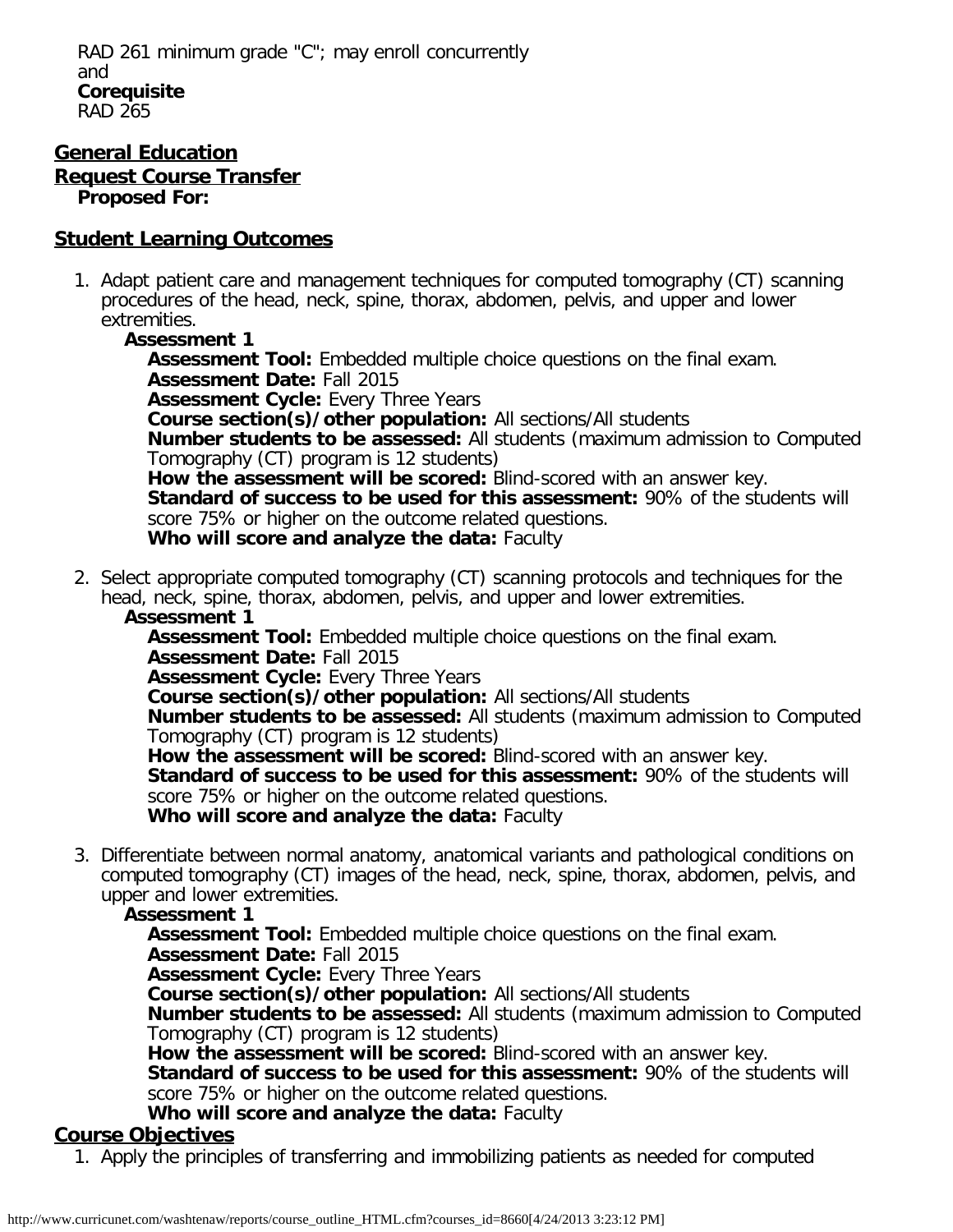RAD 261 minimum grade "C"; may enroll concurrently
and
**Corequisite**
RAD 265

## General Education

## Request Course Transfer

**Proposed For:**

## Student Learning Outcomes

1. Adapt patient care and management techniques for computed tomography (CT) scanning procedures of the head, neck, spine, thorax, abdomen, pelvis, and upper and lower extremities.
   **Assessment 1**
   **Assessment Tool:** Embedded multiple choice questions on the final exam.
   **Assessment Date:** Fall 2015
   **Assessment Cycle:** Every Three Years
   **Course section(s)/other population:** All sections/All students
   **Number students to be assessed:** All students (maximum admission to Computed Tomography (CT) program is 12 students)
   **How the assessment will be scored:** Blind-scored with an answer key.
   **Standard of success to be used for this assessment:** 90% of the students will score 75% or higher on the outcome related questions.
   **Who will score and analyze the data:** Faculty

2. Select appropriate computed tomography (CT) scanning protocols and techniques for the head, neck, spine, thorax, abdomen, pelvis, and upper and lower extremities.
   **Assessment 1**
   **Assessment Tool:** Embedded multiple choice questions on the final exam.
   **Assessment Date:** Fall 2015
   **Assessment Cycle:** Every Three Years
   **Course section(s)/other population:** All sections/All students
   **Number students to be assessed:** All students (maximum admission to Computed Tomography (CT) program is 12 students)
   **How the assessment will be scored:** Blind-scored with an answer key.
   **Standard of success to be used for this assessment:** 90% of the students will score 75% or higher on the outcome related questions.
   **Who will score and analyze the data:** Faculty

3. Differentiate between normal anatomy, anatomical variants and pathological conditions on computed tomography (CT) images of the head, neck, spine, thorax, abdomen, pelvis, and upper and lower extremities.
   **Assessment 1**
   **Assessment Tool:** Embedded multiple choice questions on the final exam.
   **Assessment Date:** Fall 2015
   **Assessment Cycle:** Every Three Years
   **Course section(s)/other population:** All sections/All students
   **Number students to be assessed:** All students (maximum admission to Computed Tomography (CT) program is 12 students)
   **How the assessment will be scored:** Blind-scored with an answer key.
   **Standard of success to be used for this assessment:** 90% of the students will score 75% or higher on the outcome related questions.
   **Who will score and analyze the data:** Faculty

## Course Objectives

1. Apply the principles of transferring and immobilizing patients as needed for computed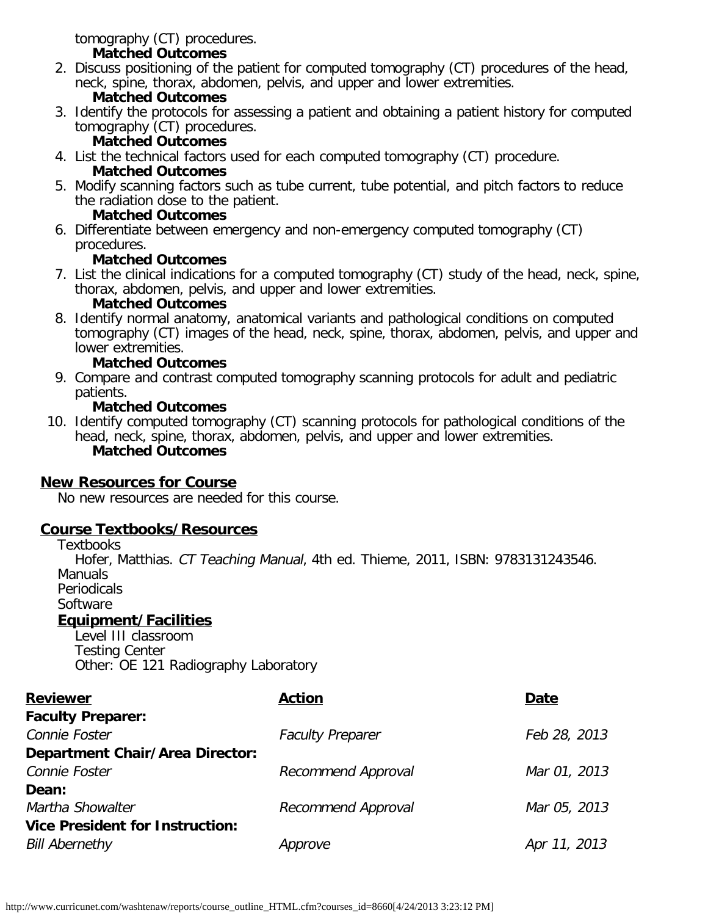tomography (CT) procedures.
**Matched Outcomes**

2. Discuss positioning of the patient for computed tomography (CT) procedures of the head, neck, spine, thorax, abdomen, pelvis, and upper and lower extremities.
   **Matched Outcomes**
3. Identify the protocols for assessing a patient and obtaining a patient history for computed tomography (CT) procedures.
   **Matched Outcomes**
4. List the technical factors used for each computed tomography (CT) procedure.
   **Matched Outcomes**
5. Modify scanning factors such as tube current, tube potential, and pitch factors to reduce the radiation dose to the patient.
   **Matched Outcomes**
6. Differentiate between emergency and non-emergency computed tomography (CT) procedures.
   **Matched Outcomes**
7. List the clinical indications for a computed tomography (CT) study of the head, neck, spine, thorax, abdomen, pelvis, and upper and lower extremities.
   **Matched Outcomes**
8. Identify normal anatomy, anatomical variants and pathological conditions on computed tomography (CT) images of the head, neck, spine, thorax, abdomen, pelvis, and upper and lower extremities.
   **Matched Outcomes**
9. Compare and contrast computed tomography scanning protocols for adult and pediatric patients.
   **Matched Outcomes**
10. Identify computed tomography (CT) scanning protocols for pathological conditions of the head, neck, spine, thorax, abdomen, pelvis, and upper and lower extremities.
    **Matched Outcomes**

## New Resources for Course

No new resources are needed for this course.

## Course Textbooks/Resources

Textbooks
Hofer, Matthias. *CT Teaching Manual*, 4th ed. Thieme, 2011, ISBN: 9783131243546.
Manuals
Periodicals
Software

### Equipment/Facilities

Level III classroom
Testing Center
Other: OE 121 Radiography Laboratory

| Reviewer | Action | Date |
|---|---|---|
| **Faculty Preparer:** | | |
| *Connie Foster* | *Faculty Preparer* | *Feb 28, 2013* |
| **Department Chair/Area Director:** | | |
| *Connie Foster* | *Recommend Approval* | *Mar 01, 2013* |
| **Dean:** | | |
| *Martha Showalter* | *Recommend Approval* | *Mar 05, 2013* |
| **Vice President for Instruction:** | | |
| *Bill Abernethy* | *Approve* | *Apr 11, 2013* |